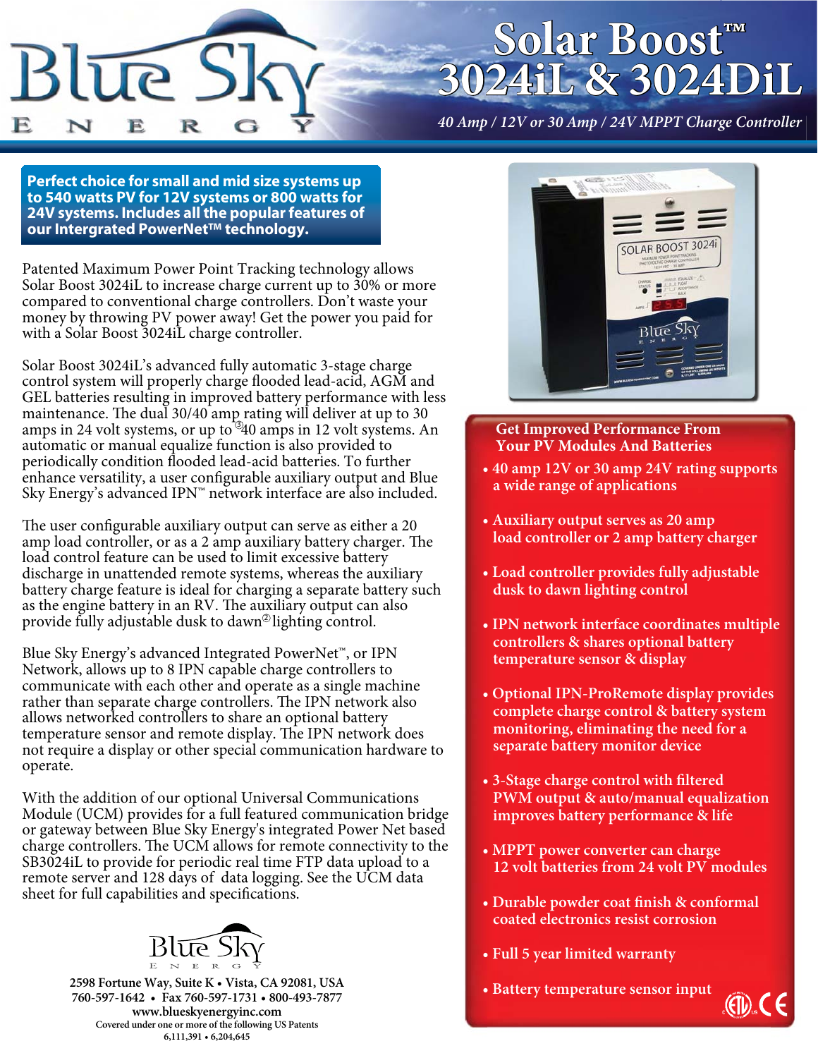# Solar Boost™ 3024iL & 3024DiL

*40 Amp / 12V or 30 Amp / 24V MPPT Charge Controller*

**Perfect choice for small and mid size systems up to 540 watts PV for 12V systems or 800 watts for 24V systems. Includes all the popular features of our Intergrated PowerNet™ technology.**

Patented Maximum Power Point Tracking technology allows Solar Boost 3024iL to increase charge current up to 30% or more compared to conventional charge controllers. Don't waste your money by throwing PV power away! Get the power you paid for with a Solar Boost 3024iL charge controller.

Solar Boost 3024iL's advanced fully automatic 3-stage charge control system will properly charge flooded lead-acid, AGM and GEL batteries resulting in improved battery performance with less maintenance. The dual 30/40 amp rating will deliver at up to 30 amps in 24 volt systems, or up to[3] 40 amps in 12 volt systems. An automatic or manual equalize function is also provided to periodically condition flooded lead-acid batteries. To further enhance versatility, a user configurable auxiliary output and Blue Sky Energy's advanced IPN™ network interface are also included.

The user configurable auxiliary output can serve as either a 20 amp load controller, or as a 2 amp auxiliary battery charger. The load control feature can be used to limit excessive battery discharge in unattended remote systems, whereas the auxiliary battery charge feature is ideal for charging a separate battery such as the engine battery in an RV. The auxiliary output can also provide fully adjustable dusk to dawn[2] lighting control.

Blue Sky Energy's advanced Integrated PowerNet™, or IPN Network, allows up to 8 IPN capable charge controllers to communicate with each other and operate as a single machine rather than separate charge controllers. The IPN network also allows networked controllers to share an optional battery temperature sensor and remote display. The IPN network does not require a display or other special communication hardware to operate.

With the addition of our optional Universal Communications Module (UCM) provides for a full featured communication bridge or gateway between Blue Sky Energy's integrated Power Net based charge controllers. The UCM allows for remote connectivity to the SB3024iL to provide for periodic real time FTP data upload to a remote server and 128 days of data logging. See the UCM data sheet for full capabilities and specifications.

## Get Improved Performance From Your PV Modules And Batteries

- 40 amp 12V or 30 amp 24V rating supports a wide range of applications
- Auxiliary output serves as 20 amp load controller or 2 amp battery charger
- Load controller provides fully adjustable dusk to dawn lighting control
- IPN network interface coordinates multiple controllers & shares optional battery temperature sensor & display
- Optional IPN-ProRemote display provides complete charge control & battery system monitoring, eliminating the need for a separate battery monitor device
- 3-Stage charge control with filtered PWM output & auto/manual equalization improves battery performance & life
- MPPT power converter can charge 12 volt batteries from 24 volt PV modules
- Durable powder coat finish & conformal coated electronics resist corrosion
- Full 5 year limited warranty
- Battery temperature sensor input

**2598 Fortune Way, Suite K • Vista, CA 92081, USA**
**760-597-1642 • Fax 760-597-1731 • 800-493-7877**
**www.blueskyenergyinc.com**
**Covered under one or more of the following US Patents**
**6,111,391 • 6,204,645**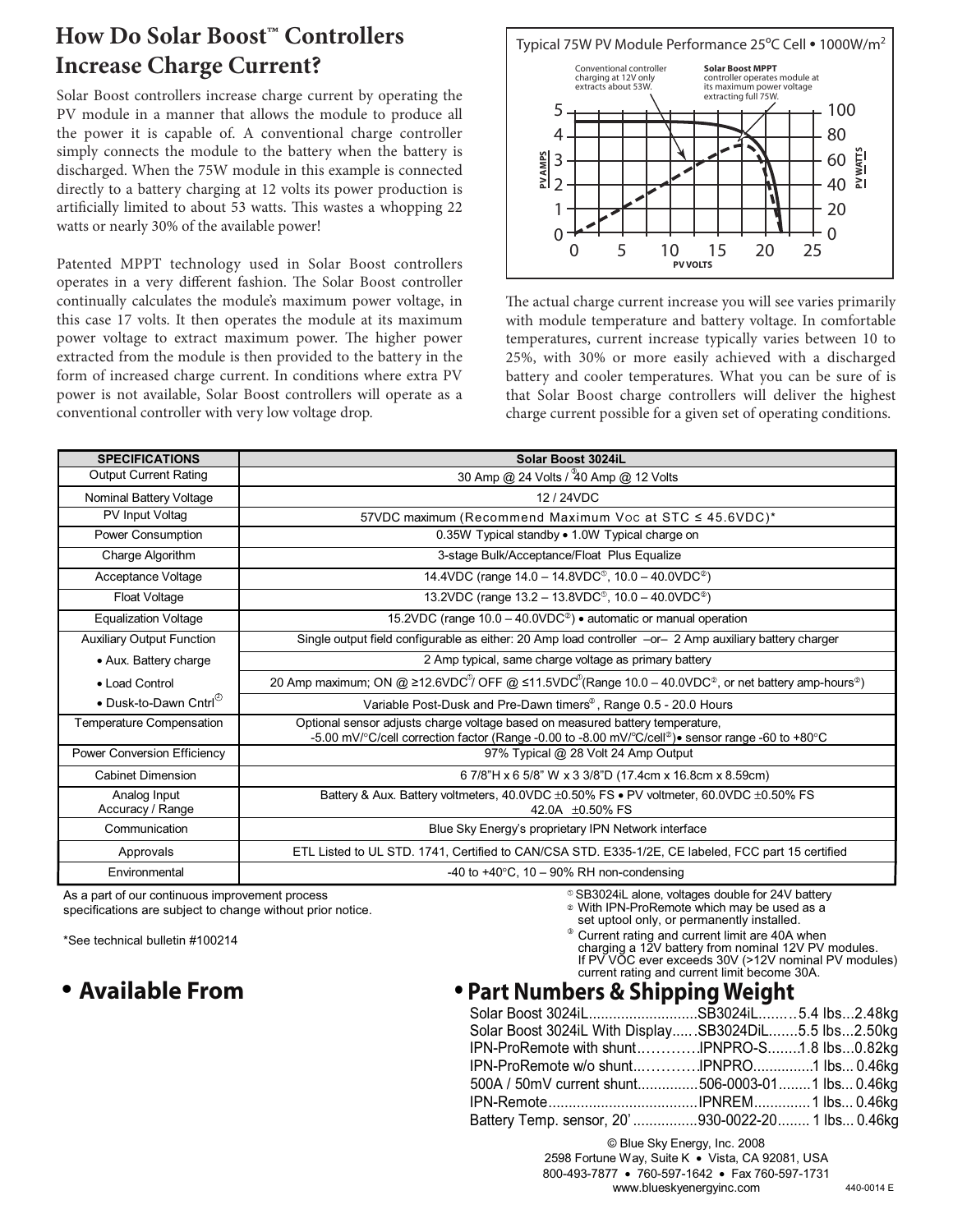# How Do Solar Boost™ Controllers Increase Charge Current?

Solar Boost controllers increase charge current by operating the PV module in a manner that allows the module to produce all the power it is capable of. A conventional charge controller simply connects the module to the battery when the battery is discharged. When the 75W module in this example is connected directly to a battery charging at 12 volts its power production is artificially limited to about 53 watts. This wastes a whopping 22 watts or nearly 30% of the available power!

Patented MPPT technology used in Solar Boost controllers operates in a very different fashion. The Solar Boost controller continually calculates the module's maximum power voltage, in this case 17 volts. It then operates the module at its maximum power voltage to extract maximum power. The higher power extracted from the module is then provided to the battery in the form of increased charge current. In conditions where extra PV power is not available, Solar Boost controllers will operate as a conventional controller with very low voltage drop.

Typical 75W PV Module Performance 25°C Cell • 1000W/m$^2$

Conventional controller charging at 12V only extracts about 53W.

**Solar Boost MPPT** controller operates module at its maximum power voltage extracting full 75W.

PV AMPS: 0 1 2 3 4 5

PV WATTS: 0 20 40 60 80 100

PV VOLTS: 0 5 10 15 20 25

The actual charge current increase you will see varies primarily with module temperature and battery voltage. In comfortable temperatures, current increase typically varies between 10 to 25%, with 30% or more easily achieved with a discharged battery and cooler temperatures. What you can be sure of is that Solar Boost charge controllers will deliver the highest charge current possible for a given set of operating conditions.

| SPECIFICATIONS | Solar Boost 3024iL |
|---|---|
| Output Current Rating | 30 Amp @ 24 Volts / [3]40 Amp @ 12 Volts |
| Nominal Battery Voltage | 12 / 24VDC |
| PV Input Voltag | 57VDC maximum (Recommend Maximum Voc at STC ≤ 45.6VDC)* |
| Power Consumption | 0.35W Typical standby • 1.0W Typical charge on |
| Charge Algorithm | 3-stage Bulk/Acceptance/Float Plus Equalize |
| Acceptance Voltage | 14.4VDC (range 14.0 – 14.8VDC[1], 10.0 – 40.0VDC[2]) |
| Float Voltage | 13.2VDC (range 13.2 – 13.8VDC[1], 10.0 – 40.0VDC[2]) |
| Equalization Voltage | 15.2VDC (range 10.0 – 40.0VDC[2]) • automatic or manual operation |
| Auxiliary Output Function | Single output field configurable as either: 20 Amp load controller –or– 2 Amp auxiliary battery charger |
| • Aux. Battery charge | 2 Amp typical, same charge voltage as primary battery |
| • Load Control | 20 Amp maximum; ON @ ≥12.6VDC[1]/ OFF @ ≤11.5VDC[1](Range 10.0 – 40.0VDC[2], or net battery amp-hours[2]) |
| • Dusk-to-Dawn Cntrl[2] | Variable Post-Dusk and Pre-Dawn timers[2], Range 0.5 - 20.0 Hours |
| Temperature Compensation | Optional sensor adjusts charge voltage based on measured battery temperature, -5.00 mV/°C/cell correction factor (Range -0.00 to -8.00 mV/°C/cell[2])• sensor range -60 to +80°C |
| Power Conversion Efficiency | 97% Typical @ 28 Volt 24 Amp Output |
| Cabinet Dimension | 6 7/8"H x 6 5/8" W x 3 3/8"D (17.4cm x 16.8cm x 8.59cm) |
| Analog Input Accuracy / Range | Battery & Aux. Battery voltmeters, 40.0VDC ±0.50% FS • PV voltmeter, 60.0VDC ±0.50% FS 42.0A ±0.50% FS |
| Communication | Blue Sky Energy's proprietary IPN Network interface |
| Approvals | ETL Listed to UL STD. 1741, Certified to CAN/CSA STD. E335-1/2E, CE labeled, FCC part 15 certified |
| Environmental | -40 to +40°C, 10 – 90% RH non-condensing |

As a part of our continuous improvement process specifications are subject to change without prior notice.

*See technical bulletin #100214

[1] SB3024iL alone, voltages double for 24V battery
[2] With IPN-ProRemote which may be used as a set uptool only, or permanently installed.
[3] Current rating and current limit are 40A when charging a 12V battery from nominal 12V PV modules. If PV VOC ever exceeds 30V (>12V nominal PV modules) current rating and current limit become 30A.

## • Available From

## • Part Numbers & Shipping Weight

Solar Boost 3024iL............................SB3024iL........5.4 lbs...2.48kg
Solar Boost 3024iL With Display.......SB3024DiL.......5.5 lbs...2.50kg
IPN-ProRemote with shunt…………..IPNPRO-S........1.8 lbs...0.82kg
IPN-ProRemote w/o shunt..………….IPNPRO...............1 lbs... 0.46kg
500A / 50mV current shunt...............506-0003-01........1 lbs... 0.46kg
IPN-Remote.....................................IPNREM..............1 lbs... 0.46kg
Battery Temp. sensor, 20'................930-0022-20........ 1 lbs... 0.46kg

© Blue Sky Energy, Inc. 2008
2598 Fortune Way, Suite K • Vista, CA 92081, USA
800-493-7877 • 760-597-1642 • Fax 760-597-1731
www.blueskyenergyinc.com

440-0014 E